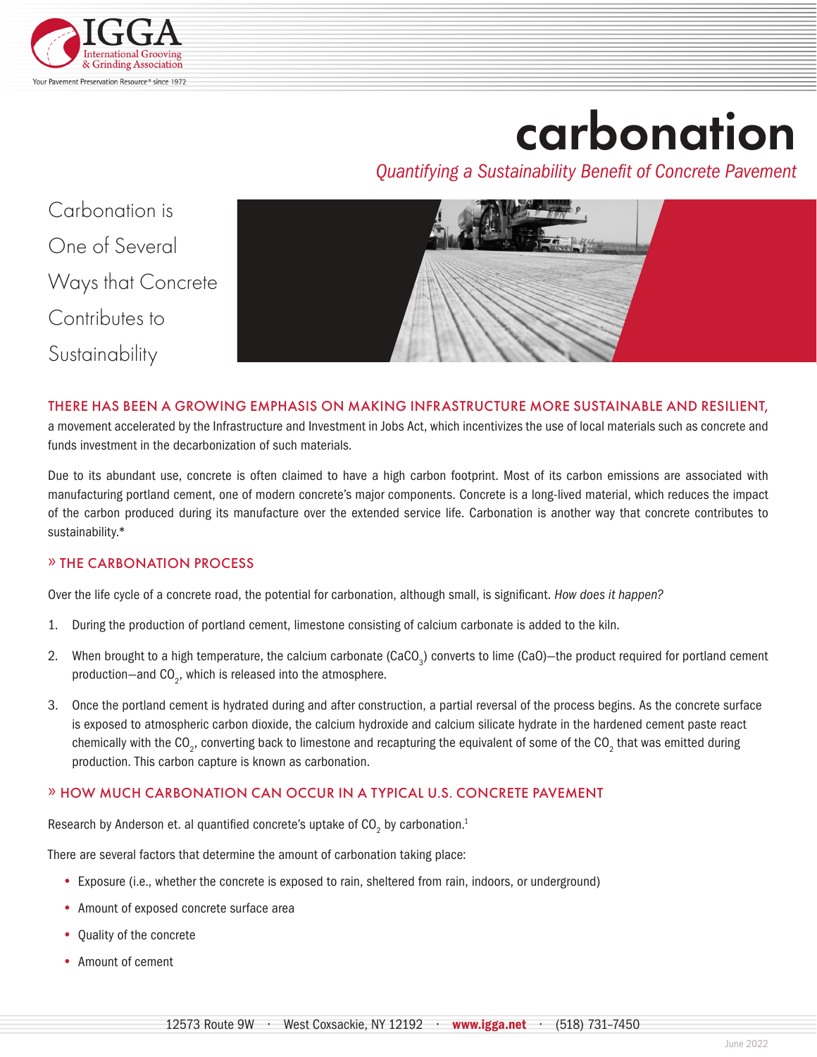# carbonation

*Quantifying a Sustainability Benefit of Concrete Pavement*

Carbonation is One of Several Ways that Concrete Contributes to Sustainability

THERE HAS BEEN A GROWING EMPHASIS ON MAKING INFRASTRUCTURE MORE SUSTAINABLE AND RESILIENT, a movement accelerated by the Infrastructure and Investment in Jobs Act, which incentivizes the use of local materials such as concrete and funds investment in the decarbonization of such materials.

Due to its abundant use, concrete is often claimed to have a high carbon footprint. Most of its carbon emissions are associated with manufacturing portland cement, one of modern concrete's major components. Concrete is a long-lived material, which reduces the impact of the carbon produced during its manufacture over the extended service life. Carbonation is another way that concrete contributes to sustainability.*

## » THE CARBONATION PROCESS

Over the life cycle of a concrete road, the potential for carbonation, although small, is significant. *How does it happen?*

1. During the production of portland cement, limestone consisting of calcium carbonate is added to the kiln.
2. When brought to a high temperature, the calcium carbonate ($CaCO_3$) converts to lime ($CaO$)—the product required for portland cement production—and $CO_2$, which is released into the atmosphere.
3. Once the portland cement is hydrated during and after construction, a partial reversal of the process begins. As the concrete surface is exposed to atmospheric carbon dioxide, the calcium hydroxide and calcium silicate hydrate in the hardened cement paste react chemically with the $CO_2$, converting back to limestone and recapturing the equivalent of some of the $CO_2$ that was emitted during production. This carbon capture is known as carbonation.

## » HOW MUCH CARBONATION CAN OCCUR IN A TYPICAL U.S. CONCRETE PAVEMENT

Research by Anderson et. al quantified concrete's uptake of $CO_2$ by carbonation.[1]

There are several factors that determine the amount of carbonation taking place:

- Exposure (i.e., whether the concrete is exposed to rain, sheltered from rain, indoors, or underground)
- Amount of exposed concrete surface area
- Quality of the concrete
- Amount of cement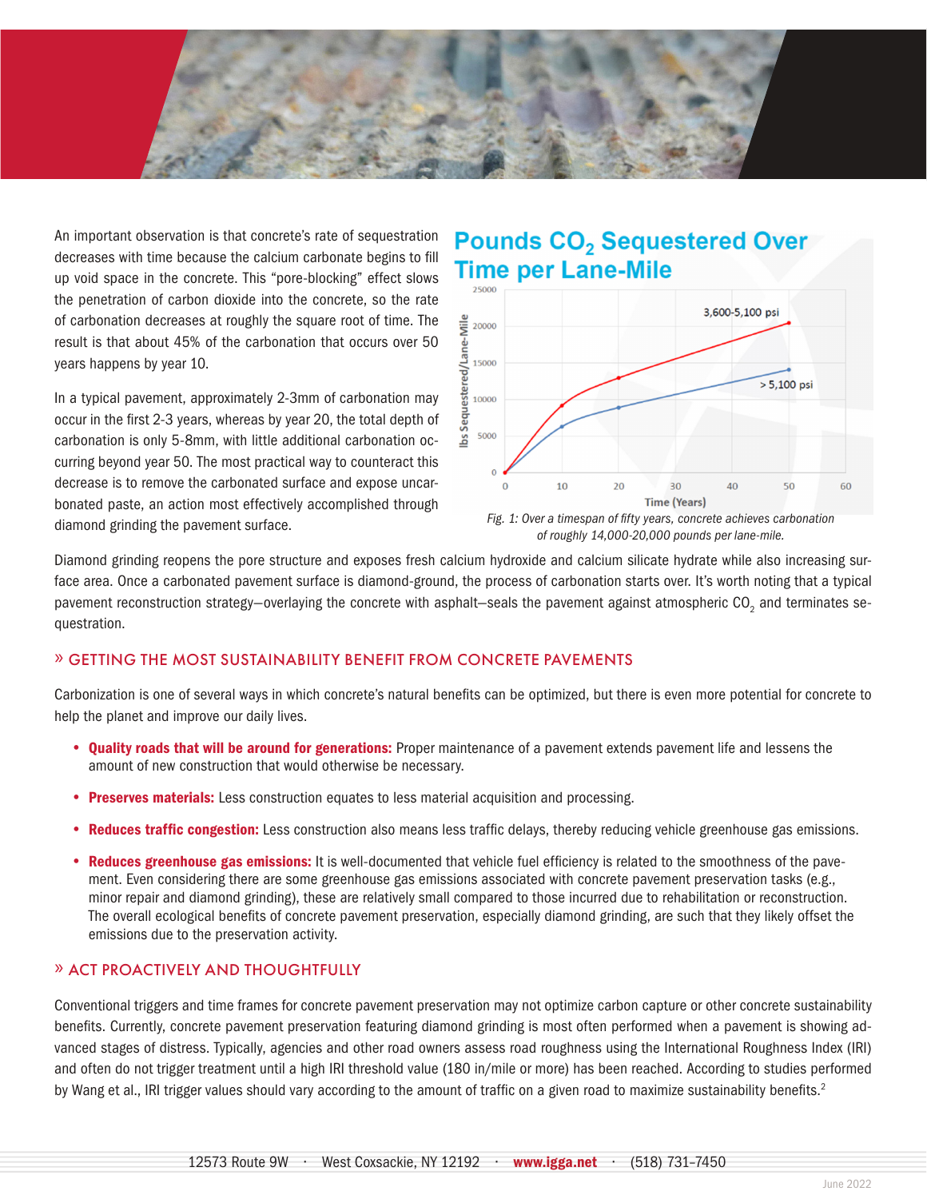An important observation is that concrete's rate of sequestration decreases with time because the calcium carbonate begins to fill up void space in the concrete. This "pore-blocking" effect slows the penetration of carbon dioxide into the concrete, so the rate of carbonation decreases at roughly the square root of time. The result is that about 45% of the carbonation that occurs over 50 years happens by year 10.

In a typical pavement, approximately 2-3mm of carbonation may occur in the first 2-3 years, whereas by year 20, the total depth of carbonation is only 5-8mm, with little additional carbonation occurring beyond year 50. The most practical way to counteract this decrease is to remove the carbonated surface and expose uncarbonated paste, an action most effectively accomplished through diamond grinding the pavement surface.

**Pounds $CO_2$ Sequestered Over Time per Lane-Mile**

*Fig. 1: Over a timespan of fifty years, concrete achieves carbonation of roughly 14,000-20,000 pounds per lane-mile.*

Diamond grinding reopens the pore structure and exposes fresh calcium hydroxide and calcium silicate hydrate while also increasing surface area. Once a carbonated pavement surface is diamond-ground, the process of carbonation starts over. It's worth noting that a typical pavement reconstruction strategy—overlaying the concrete with asphalt—seals the pavement against atmospheric $CO_2$ and terminates sequestration.

## » GETTING THE MOST SUSTAINABILITY BENEFIT FROM CONCRETE PAVEMENTS

Carbonization is one of several ways in which concrete's natural benefits can be optimized, but there is even more potential for concrete to help the planet and improve our daily lives.

- **Quality roads that will be around for generations:** Proper maintenance of a pavement extends pavement life and lessens the amount of new construction that would otherwise be necessary.
- **Preserves materials:** Less construction equates to less material acquisition and processing.
- **Reduces traffic congestion:** Less construction also means less traffic delays, thereby reducing vehicle greenhouse gas emissions.
- **Reduces greenhouse gas emissions:** It is well-documented that vehicle fuel efficiency is related to the smoothness of the pavement. Even considering there are some greenhouse gas emissions associated with concrete pavement preservation tasks (e.g., minor repair and diamond grinding), these are relatively small compared to those incurred due to rehabilitation or reconstruction. The overall ecological benefits of concrete pavement preservation, especially diamond grinding, are such that they likely offset the emissions due to the preservation activity.

## » ACT PROACTIVELY AND THOUGHTFULLY

Conventional triggers and time frames for concrete pavement preservation may not optimize carbon capture or other concrete sustainability benefits. Currently, concrete pavement preservation featuring diamond grinding is most often performed when a pavement is showing advanced stages of distress. Typically, agencies and other road owners assess road roughness using the International Roughness Index (IRI) and often do not trigger treatment until a high IRI threshold value (180 in/mile or more) has been reached. According to studies performed by Wang et al., IRI trigger values should vary according to the amount of traffic on a given road to maximize sustainability benefits.[2]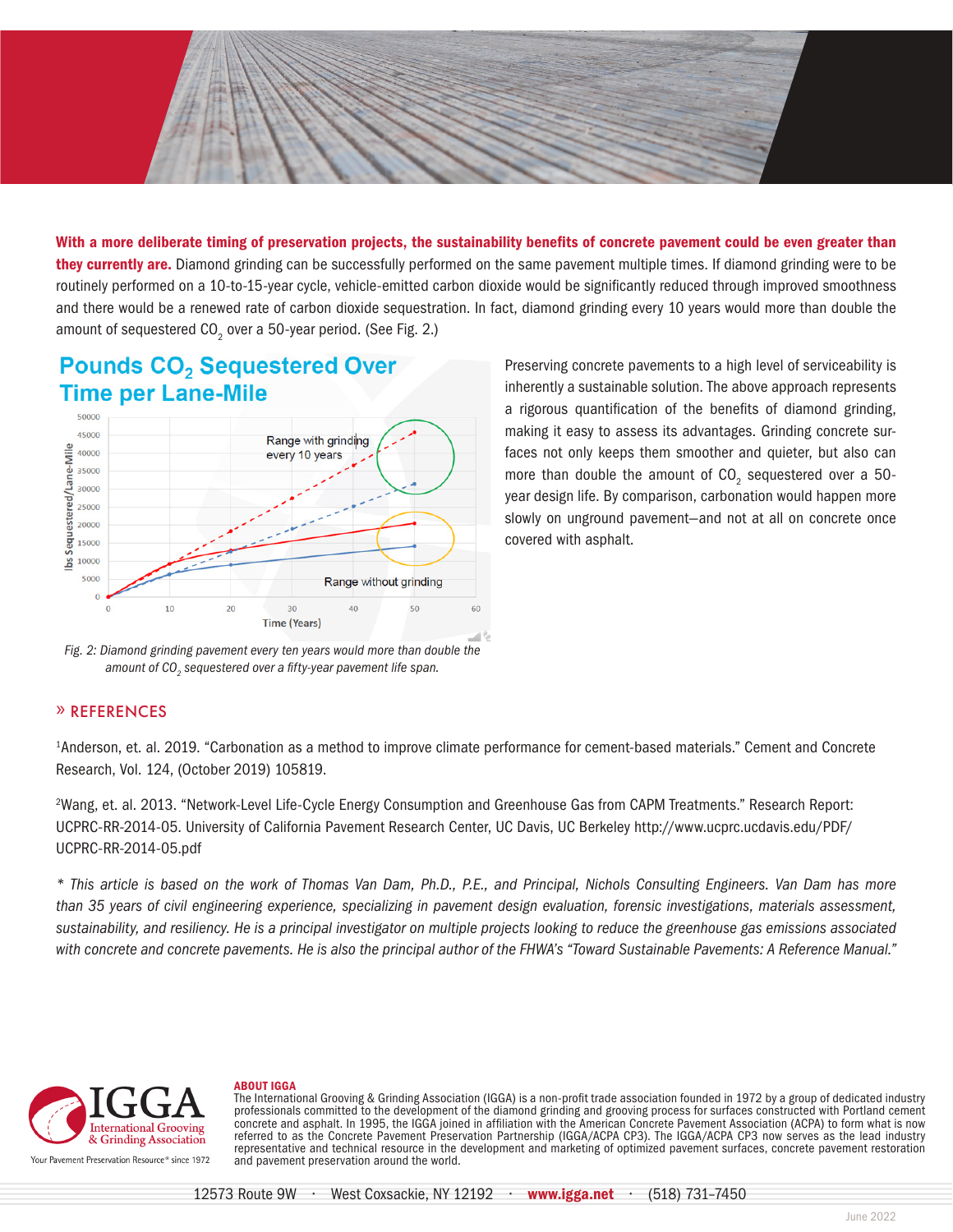**With a more deliberate timing of preservation projects, the sustainability benefits of concrete pavement could be even greater than they currently are.** Diamond grinding can be successfully performed on the same pavement multiple times. If diamond grinding were to be routinely performed on a 10-to-15-year cycle, vehicle-emitted carbon dioxide would be significantly reduced through improved smoothness and there would be a renewed rate of carbon dioxide sequestration. In fact, diamond grinding every 10 years would more than double the amount of sequestered $CO_2$ over a 50-year period. (See Fig. 2.)

## Pounds $CO_2$ Sequestered Over Time per Lane-Mile

lbs Sequestered/Lane-Mile

50000
45000
40000
35000
30000
25000
20000
15000
10000
5000
0

0 10 20 30 40 50 60

Time (Years)

Range with grinding every 10 years

Range without grinding

*Fig. 2: Diamond grinding pavement every ten years would more than double the amount of $CO_2$ sequestered over a fifty-year pavement life span.*

Preserving concrete pavements to a high level of serviceability is inherently a sustainable solution. The above approach represents a rigorous quantification of the benefits of diamond grinding, making it easy to assess its advantages. Grinding concrete surfaces not only keeps them smoother and quieter, but also can more than double the amount of $CO_2$ sequestered over a 50-year design life. By comparison, carbonation would happen more slowly on unground pavement—and not at all on concrete once covered with asphalt.

## » REFERENCES

[1]Anderson, et. al. 2019. "Carbonation as a method to improve climate performance for cement-based materials." Cement and Concrete Research, Vol. 124, (October 2019) 105819.

[2]Wang, et. al. 2013. "Network-Level Life-Cycle Energy Consumption and Greenhouse Gas from CAPM Treatments." Research Report: UCPRC-RR-2014-05. University of California Pavement Research Center, UC Davis, UC Berkeley http://www.ucprc.ucdavis.edu/PDF/UCPRC-RR-2014-05.pdf

*\* This article is based on the work of Thomas Van Dam, Ph.D., P.E., and Principal, Nichols Consulting Engineers. Van Dam has more than 35 years of civil engineering experience, specializing in pavement design evaluation, forensic investigations, materials assessment, sustainability, and resiliency. He is a principal investigator on multiple projects looking to reduce the greenhouse gas emissions associated with concrete and concrete pavements. He is also the principal author of the FHWA's "Toward Sustainable Pavements: A Reference Manual."*

IGGA International Grooving & Grinding Association

Your Pavement Preservation Resource® since 1972

**ABOUT IGGA**

The International Grooving & Grinding Association (IGGA) is a non-profit trade association founded in 1972 by a group of dedicated industry professionals committed to the development of the diamond grinding and grooving process for surfaces constructed with Portland cement concrete and asphalt. In 1995, the IGGA joined in affiliation with the American Concrete Pavement Association (ACPA) to form what is now referred to as the Concrete Pavement Preservation Partnership (IGGA/ACPA CP3). The IGGA/ACPA CP3 now serves as the lead industry representative and technical resource in the development and marketing of optimized pavement surfaces, concrete pavement restoration and pavement preservation around the world.

12573 Route 9W · West Coxsackie, NY 12192 · **www.igga.net** · (518) 731-7450

June 2022